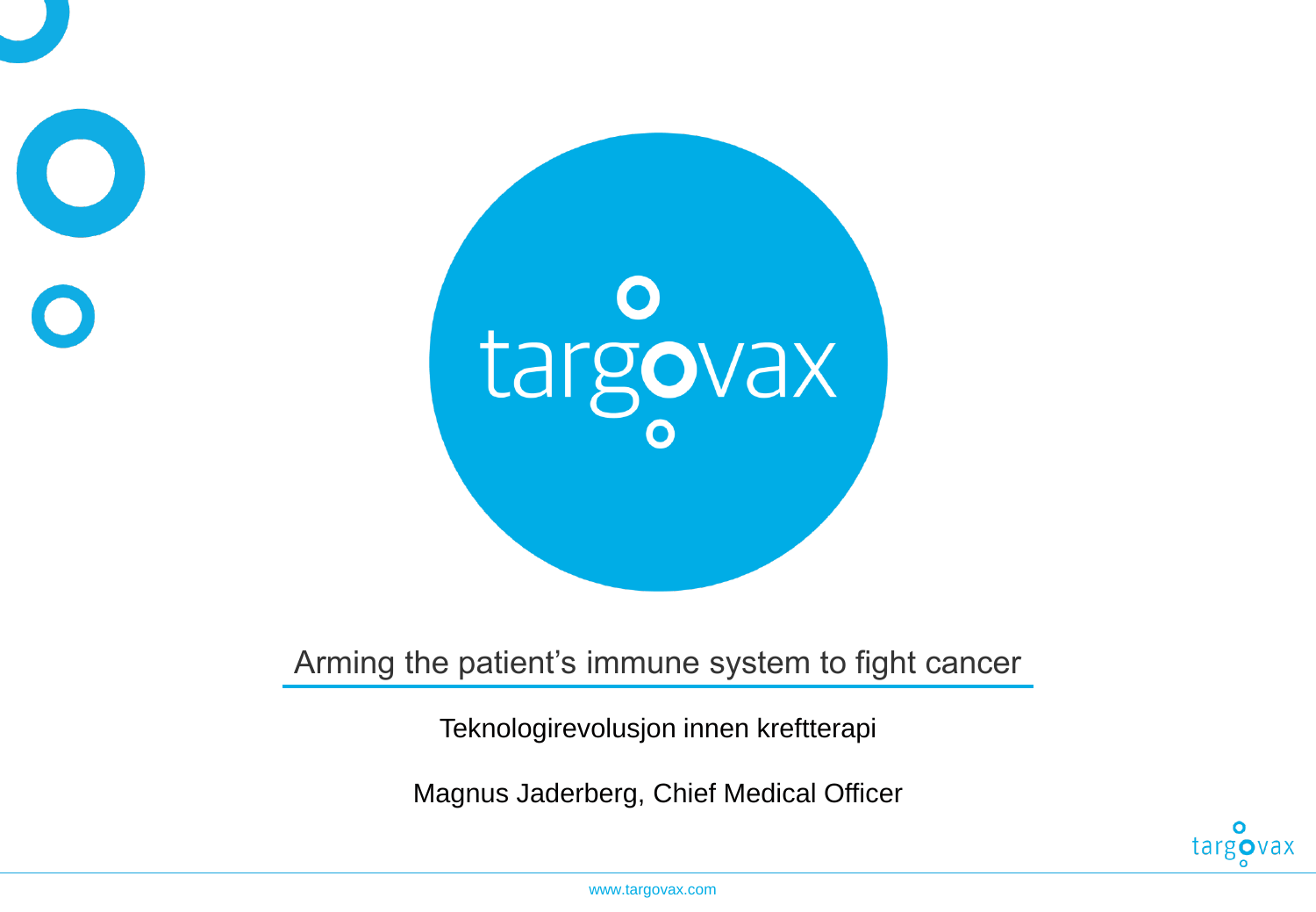targovax

# Arming the patient's immune system to fight cancer

Teknologirevolusjon innen kreftterapi

Magnus Jaderberg, Chief Medical Officer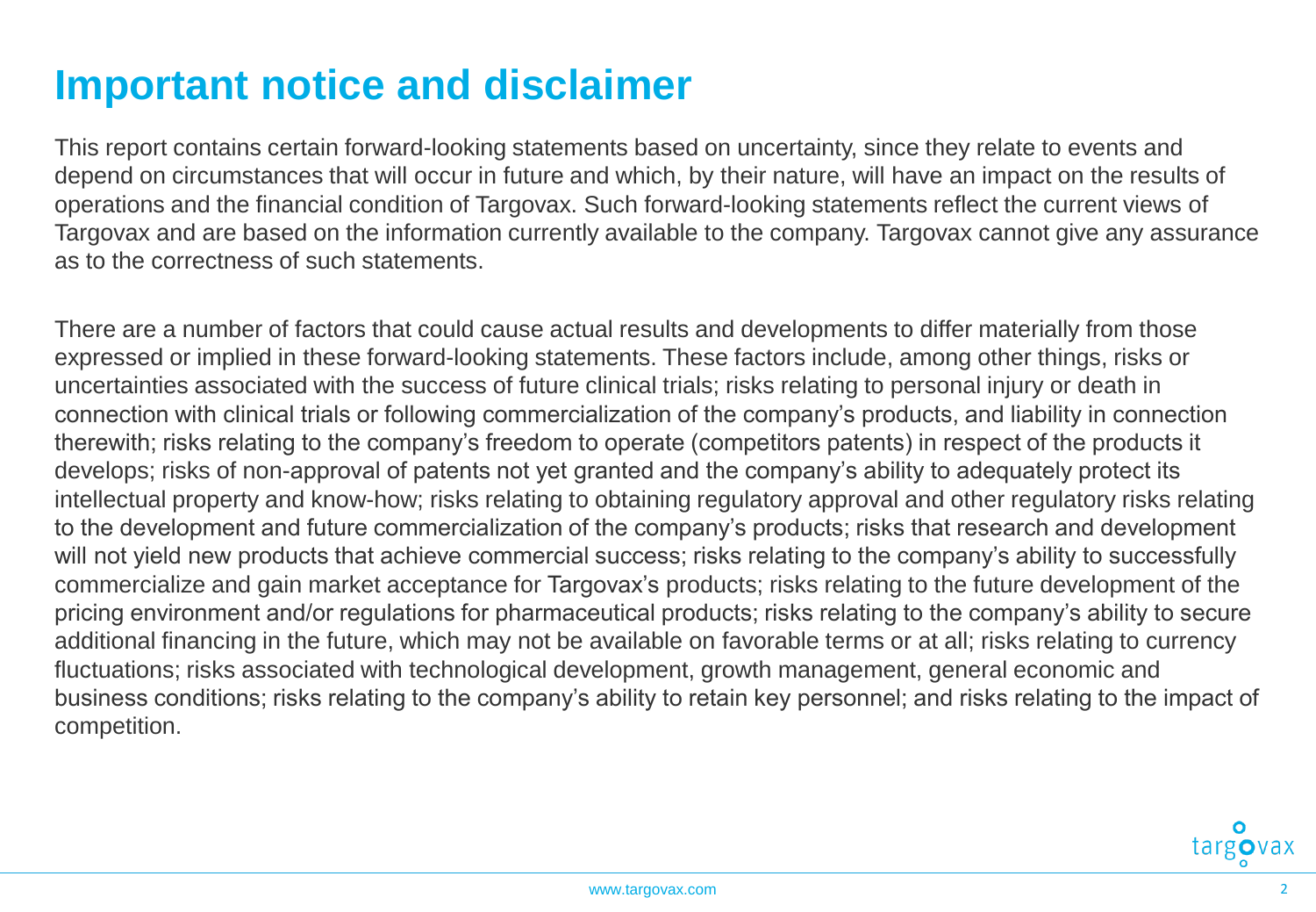# Important notice and disclaimer

This report contains certain forward-looking statements based on uncertainty, since they relate to events and depend on circumstances that will occur in future and which, by their nature, will have an impact on the results of operations and the financial condition of Targovax. Such forward-looking statements reflect the current views of Targovax and are based on the information currently available to the company. Targovax cannot give any assurance as to the correctness of such statements.

There are a number of factors that could cause actual results and developments to differ materially from those expressed or implied in these forward-looking statements. These factors include, among other things, risks or uncertainties associated with the success of future clinical trials; risks relating to personal injury or death in connection with clinical trials or following commercialization of the company's products, and liability in connection therewith; risks relating to the company's freedom to operate (competitors patents) in respect of the products it develops; risks of non-approval of patents not yet granted and the company's ability to adequately protect its intellectual property and know-how; risks relating to obtaining regulatory approval and other regulatory risks relating to the development and future commercialization of the company's products; risks that research and development will not yield new products that achieve commercial success; risks relating to the company's ability to successfully commercialize and gain market acceptance for Targovax's products; risks relating to the future development of the pricing environment and/or regulations for pharmaceutical products; risks relating to the company's ability to secure additional financing in the future, which may not be available on favorable terms or at all; risks relating to currency fluctuations; risks associated with technological development, growth management, general economic and business conditions; risks relating to the company's ability to retain key personnel; and risks relating to the impact of competition.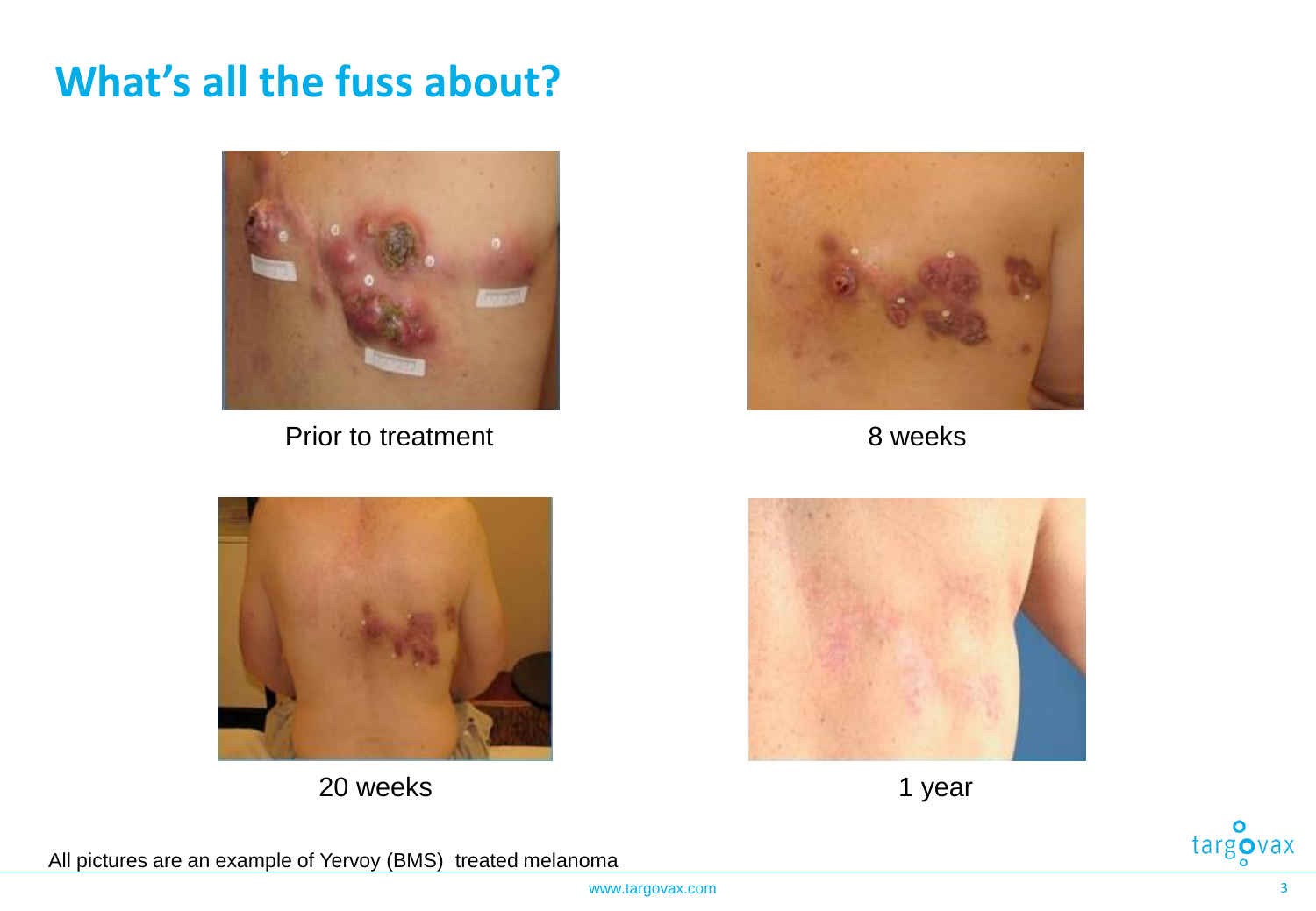# What's all the fuss about?

Prior to treatment

8 weeks

20 weeks

1 year

All pictures are an example of Yervoy (BMS) treated melanoma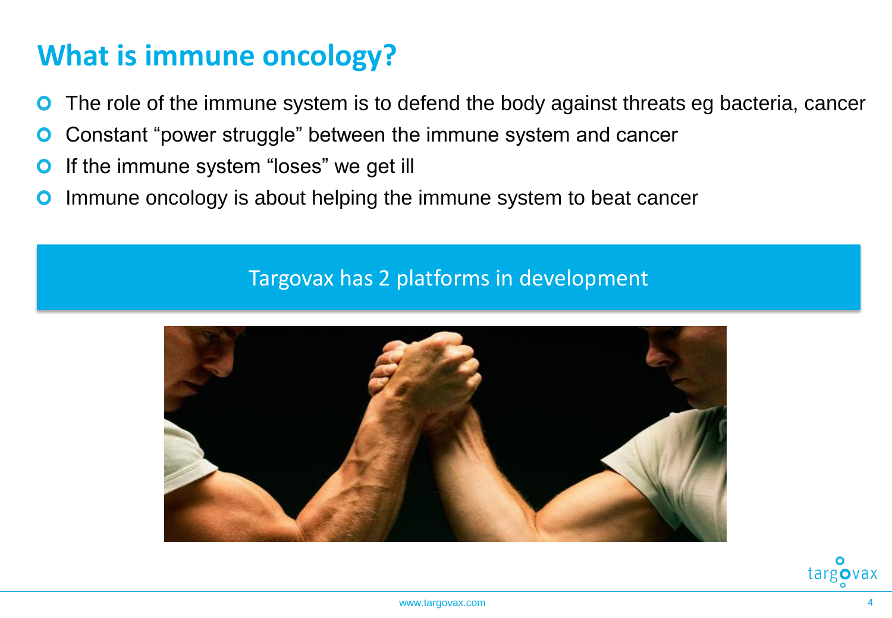# What is immune oncology?

- The role of the immune system is to defend the body against threats eg bacteria, cancer
- Constant "power struggle" between the immune system and cancer
- If the immune system "loses" we get ill
- Immune oncology is about helping the immune system to beat cancer

Targovax has 2 platforms in development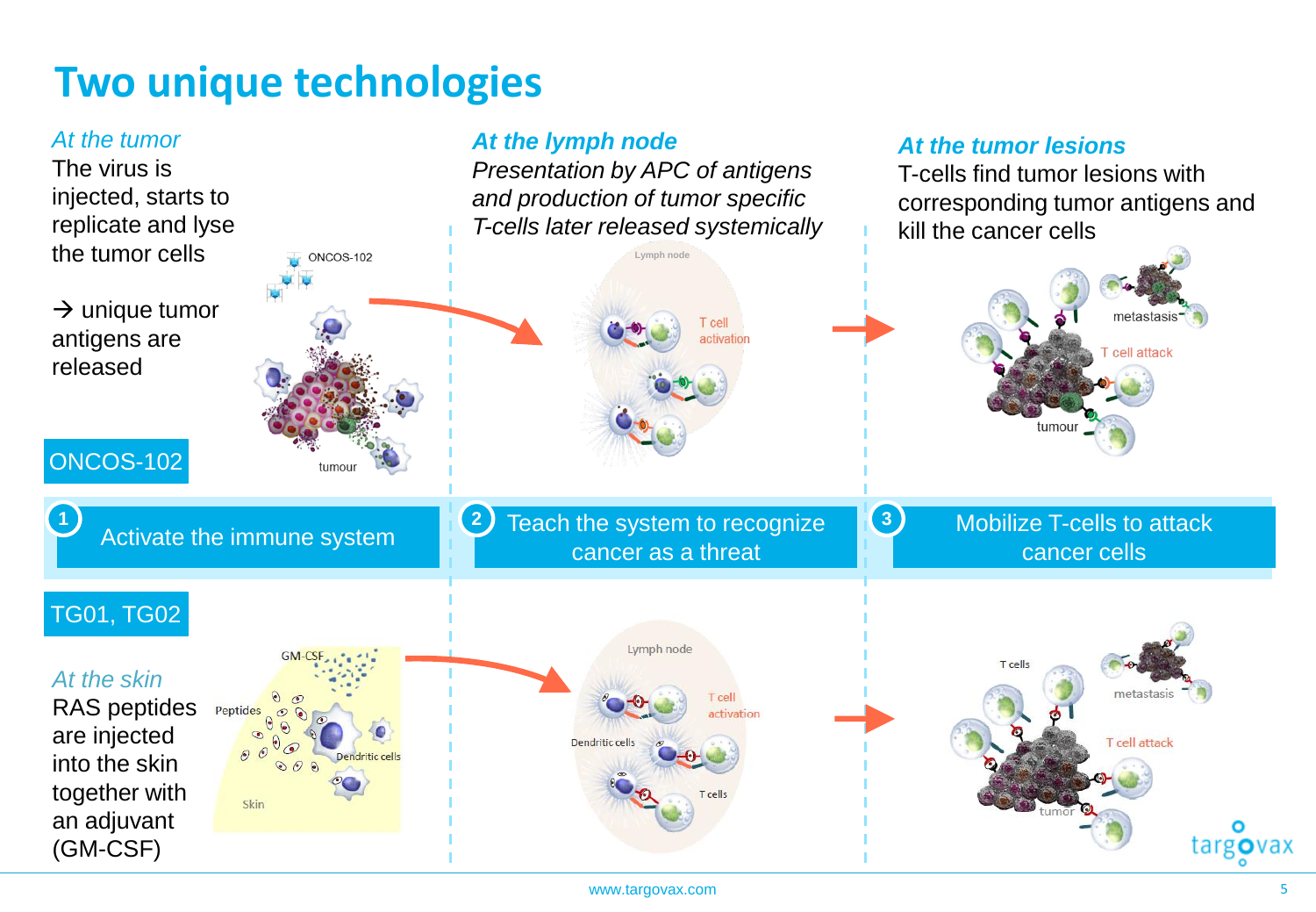# Two unique technologies

*At the tumor*

The virus is injected, starts to replicate and lyse the tumor cells

→ unique tumor antigens are released

*At the lymph node*

*Presentation by APC of antigens and production of tumor specific T-cells later released systemically*

*At the tumor lesions*

T-cells find tumor lesions with corresponding tumor antigens and kill the cancer cells

ONCOS-102

ONCOS-102

tumour

Lymph node

T cell activation

metastasis

T cell attack

tumour

1 Activate the immune system

2 Teach the system to recognize cancer as a threat

3 Mobilize T-cells to attack cancer cells

TG01, TG02

*At the skin*

RAS peptides are injected into the skin together with an adjuvant (GM-CSF)

GM-CSF

Peptides

Dendritic cells

Skin

Lymph node

T cell activation

Dendritic cells

T cells

T cells

metastasis

T cell attack

tumor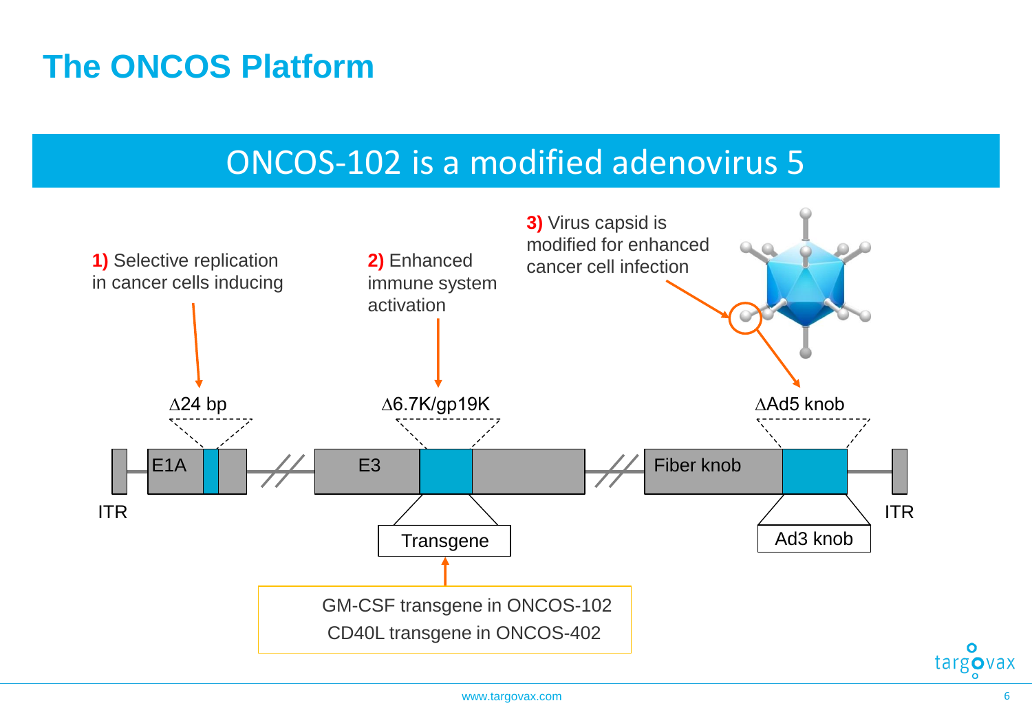# The ONCOS Platform

## ONCOS-102 is a modified adenovirus 5

**1)** Selective replication in cancer cells inducing

**2)** Enhanced immune system activation

**3)** Virus capsid is modified for enhanced cancer cell infection

∆24 bp

∆6.7K/gp19K

∆Ad5 knob

ITR | E1A | E3 | Fiber knob | ITR

Transgene

Ad3 knob

GM-CSF transgene in ONCOS-102

CD40L transgene in ONCOS-402

www.targovax.com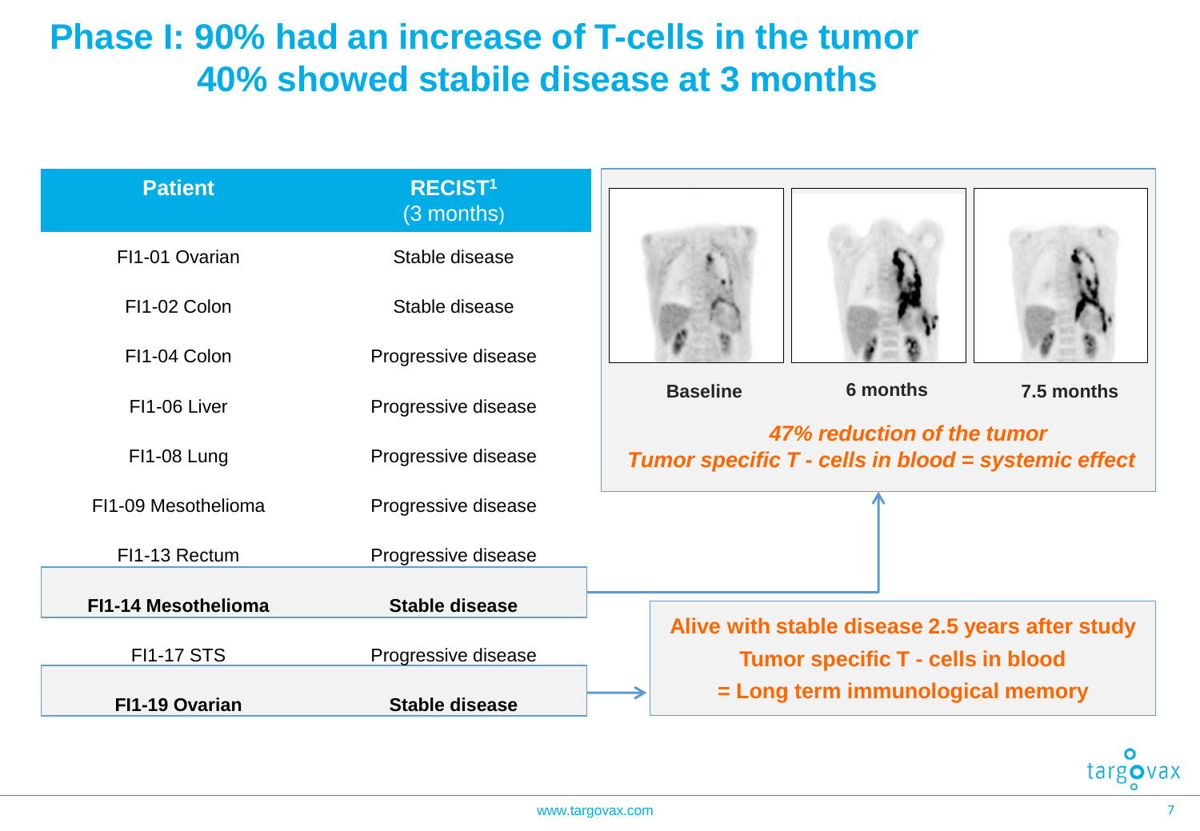# Phase I: 90% had an increase of T-cells in the tumor 40% showed stabile disease at 3 months

| Patient | RECIST[1] (3 months) |
|---|---|
| FI1-01 Ovarian | Stable disease |
| FI1-02 Colon | Stable disease |
| FI1-04 Colon | Progressive disease |
| FI1-06 Liver | Progressive disease |
| FI1-08 Lung | Progressive disease |
| FI1-09 Mesothelioma | Progressive disease |
| FI1-13 Rectum | Progressive disease |
| **FI1-14 Mesothelioma** | **Stable disease** |
| FI1-17 STS | Progressive disease |
| **FI1-19 Ovarian** | **Stable disease** |

**Baseline** **6 months** **7.5 months**

***47% reduction of the tumor***

***Tumor specific T - cells in blood = systemic effect***

**Alive with stable disease 2.5 years after study**

**Tumor specific T - cells in blood**

**= Long term immunological memory**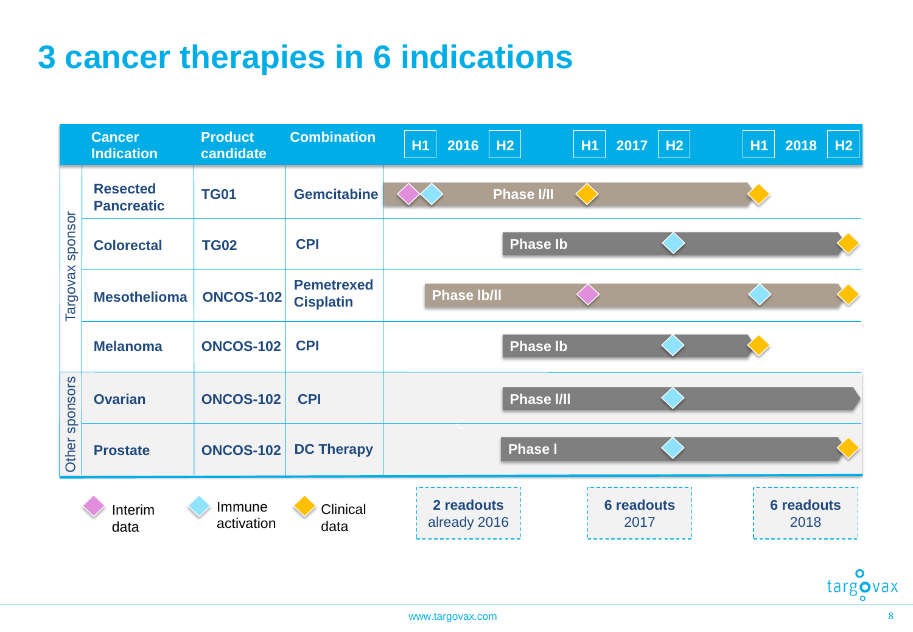# 3 cancer therapies in 6 indications

| Sponsor | Cancer Indication | Product candidate | Combination | Phase |
|---|---|---|---|---|
| Targovax sponsor | Resected Pancreatic | TG01 | Gemcitabine | Phase I/II |
| | Colorectal | TG02 | CPI | Phase Ib |
| | Mesothelioma | ONCOS-102 | Pemetrexed Cisplatin | Phase Ib/II |
| | Melanoma | ONCOS-102 | CPI | Phase Ib |
| Other sponsors | Ovarian | ONCOS-102 | CPI | Phase I/II |
| | Prostate | ONCOS-102 | DC Therapy | Phase I |

Timeline: H1 2016 H2 | H1 2017 H2 | H1 2018 H2

Legend: Interim data · Immune activation · Clinical data

**2 readouts** already 2016

**6 readouts** 2017

**6 readouts** 2018

www.targovax.com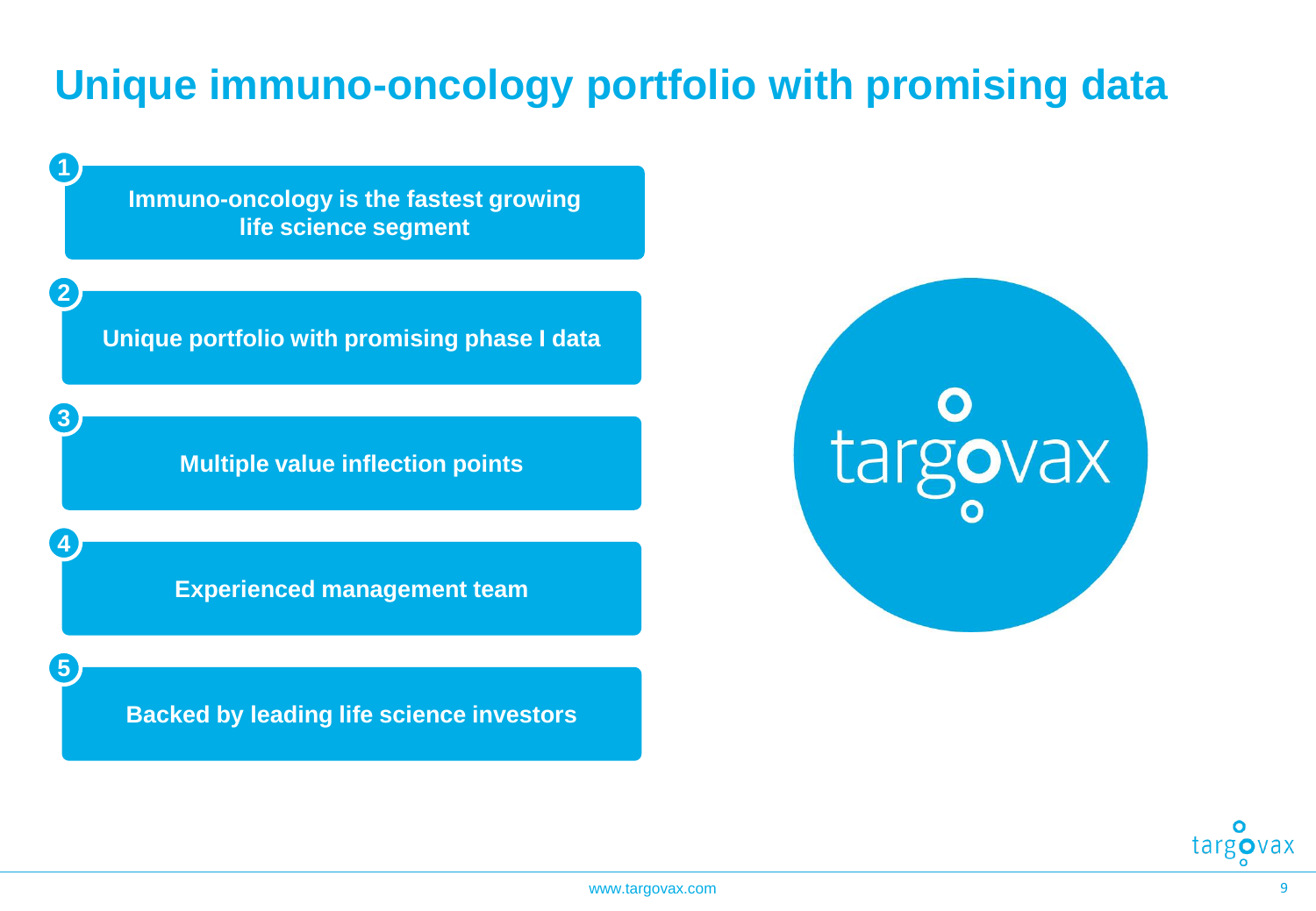# Unique immuno-oncology portfolio with promising data

1. **Immuno-oncology is the fastest growing life science segment**
2. **Unique portfolio with promising phase I data**
3. **Multiple value inflection points**
4. **Experienced management team**
5. **Backed by leading life science investors**

targovax